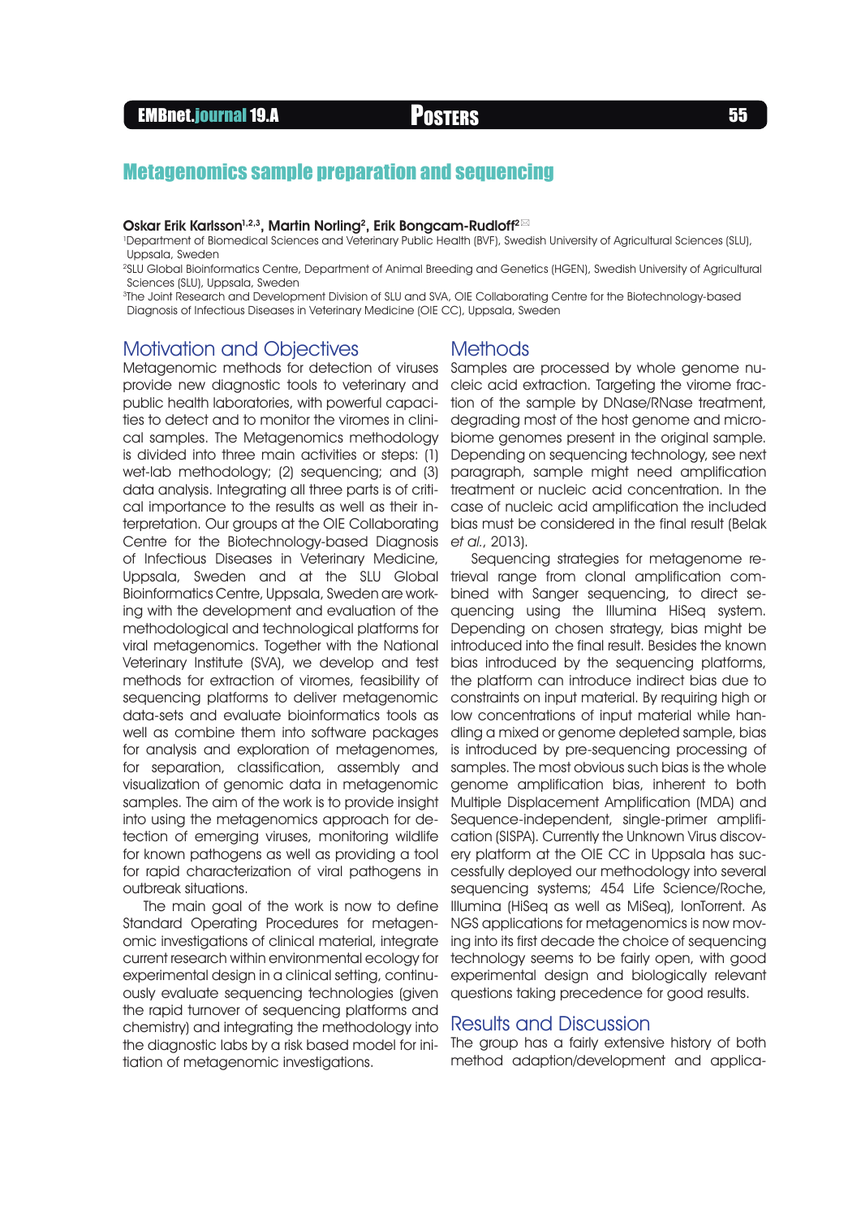# Metagenomics sample preparation and sequencing

**Oskar Erik Karlsson[1,2,3], Martin Norling[2], Erik Bongcam-Rudloff[2]**

[1]Department of Biomedical Sciences and Veterinary Public Health (BVF), Swedish University of Agricultural Sciences (SLU), Uppsala, Sweden

[2]SLU Global Bioinformatics Centre, Department of Animal Breeding and Genetics (HGEN), Swedish University of Agricultural Sciences (SLU), Uppsala, Sweden

[3]The Joint Research and Development Division of SLU and SVA, OIE Collaborating Centre for the Biotechnology-based Diagnosis of Infectious Diseases in Veterinary Medicine (OIE CC), Uppsala, Sweden

## Motivation and Objectives

Metagenomic methods for detection of viruses provide new diagnostic tools to veterinary and public health laboratories, with powerful capacities to detect and to monitor the viromes in clinical samples. The Metagenomics methodology is divided into three main activities or steps: (1) wet-lab methodology; (2) sequencing; and (3) data analysis. Integrating all three parts is of critical importance to the results as well as their interpretation. Our groups at the OIE Collaborating Centre for the Biotechnology-based Diagnosis of Infectious Diseases in Veterinary Medicine, Uppsala, Sweden and at the SLU Global Bioinformatics Centre, Uppsala, Sweden are working with the development and evaluation of the methodological and technological platforms for viral metagenomics. Together with the National Veterinary Institute (SVA), we develop and test methods for extraction of viromes, feasibility of sequencing platforms to deliver metagenomic data-sets and evaluate bioinformatics tools as well as combine them into software packages for analysis and exploration of metagenomes, for separation, classification, assembly and visualization of genomic data in metagenomic samples. The aim of the work is to provide insight into using the metagenomics approach for detection of emerging viruses, monitoring wildlife for known pathogens as well as providing a tool for rapid characterization of viral pathogens in outbreak situations.

The main goal of the work is now to define Standard Operating Procedures for metagenomic investigations of clinical material, integrate current research within environmental ecology for experimental design in a clinical setting, continuously evaluate sequencing technologies (given the rapid turnover of sequencing platforms and chemistry) and integrating the methodology into the diagnostic labs by a risk based model for initiation of metagenomic investigations.

## Methods

Samples are processed by whole genome nucleic acid extraction. Targeting the virome fraction of the sample by DNase/RNase treatment, degrading most of the host genome and microbiome genomes present in the original sample. Depending on sequencing technology, see next paragraph, sample might need amplification treatment or nucleic acid concentration. In the case of nucleic acid amplification the included bias must be considered in the final result (Belak *et al.*, 2013).

Sequencing strategies for metagenome retrieval range from clonal amplification combined with Sanger sequencing, to direct sequencing using the Illumina HiSeq system. Depending on chosen strategy, bias might be introduced into the final result. Besides the known bias introduced by the sequencing platforms, the platform can introduce indirect bias due to constraints on input material. By requiring high or low concentrations of input material while handling a mixed or genome depleted sample, bias is introduced by pre-sequencing processing of samples. The most obvious such bias is the whole genome amplification bias, inherent to both Multiple Displacement Amplification (MDA) and Sequence-independent, single-primer amplification (SISPA). Currently the Unknown Virus discovery platform at the OIE CC in Uppsala has successfully deployed our methodology into several sequencing systems; 454 Life Science/Roche, Illumina (HiSeq as well as MiSeq), IonTorrent. As NGS applications for metagenomics is now moving into its first decade the choice of sequencing technology seems to be fairly open, with good experimental design and biologically relevant questions taking precedence for good results.

## Results and Discussion

The group has a fairly extensive history of both method adaption/development and applica-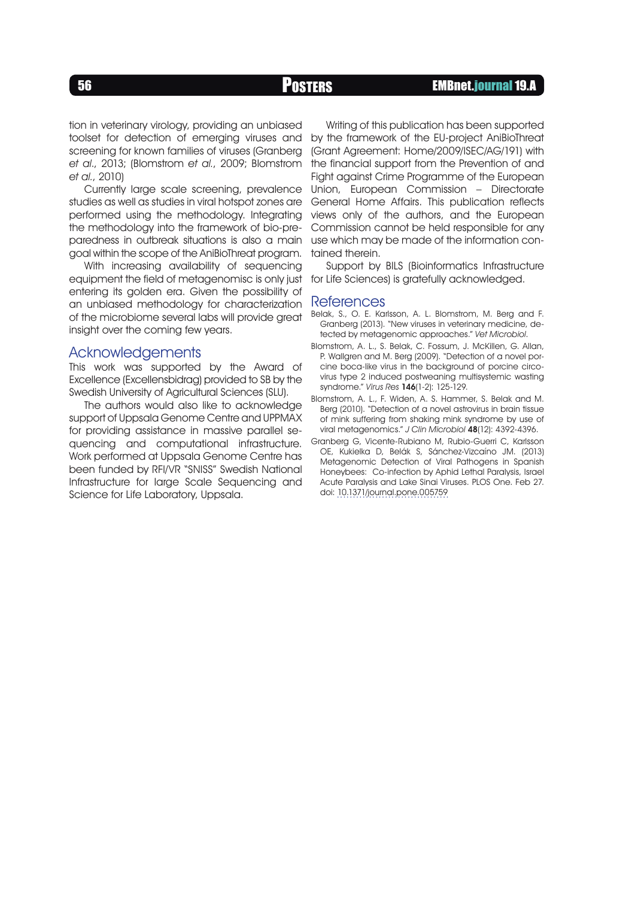tion in veterinary virology, providing an unbiased toolset for detection of emerging viruses and screening for known families of viruses (Granberg *et al.*, 2013; (Blomstrom *et al.*, 2009; Blomstrom *et al.*, 2010)

Currently large scale screening, prevalence studies as well as studies in viral hotspot zones are performed using the methodology. Integrating the methodology into the framework of bio-preparedness in outbreak situations is also a main goal within the scope of the AniBioThreat program.

With increasing availability of sequencing equipment the field of metagenomisc is only just entering its golden era. Given the possibility of an unbiased methodology for characterization of the microbiome several labs will provide great insight over the coming few years.

## Acknowledgements

This work was supported by the Award of Excellence (Excellensbidrag) provided to SB by the Swedish University of Agricultural Sciences (SLU).

The authors would also like to acknowledge support of Uppsala Genome Centre and UPPMAX for providing assistance in massive parallel sequencing and computational infrastructure. Work performed at Uppsala Genome Centre has been funded by RFI/VR "SNISS" Swedish National Infrastructure for large Scale Sequencing and Science for Life Laboratory, Uppsala.

Writing of this publication has been supported by the framework of the EU-project AniBioThreat (Grant Agreement: Home/2009/ISEC/AG/191) with the financial support from the Prevention of and Fight against Crime Programme of the European Union, European Commission – Directorate General Home Affairs. This publication reflects views only of the authors, and the European Commission cannot be held responsible for any use which may be made of the information contained therein.

Support by BILS (Bioinformatics Infrastructure for Life Sciences) is gratefully acknowledged.

## References

Belak, S., O. E. Karlsson, A. L. Blomstrom, M. Berg and F. Granberg (2013). "New viruses in veterinary medicine, detected by metagenomic approaches." *Vet Microbiol*.

Blomstrom, A. L., S. Belak, C. Fossum, J. McKillen, G. Allan, P. Wallgren and M. Berg (2009). "Detection of a novel porcine boca-like virus in the background of porcine circovirus type 2 induced postweaning multisystemic wasting syndrome." *Virus Res* **146**(1-2): 125-129.

Blomstrom, A. L., F. Widen, A. S. Hammer, S. Belak and M. Berg (2010). "Detection of a novel astrovirus in brain tissue of mink suffering from shaking mink syndrome by use of viral metagenomics." *J Clin Microbiol* **48**(12): 4392-4396.

Granberg G, Vicente-Rubiano M, Rubio-Guerri C, Karlsson OE, Kukielka D, Belák S, Sánchez-Vizcaíno JM. (2013) Metagenomic Detection of Viral Pathogens in Spanish Honeybees: Co-infection by Aphid Lethal Paralysis, Israel Acute Paralysis and Lake Sinai Viruses. PLOS One. Feb 27. doi: 10.1371/journal.pone.005759